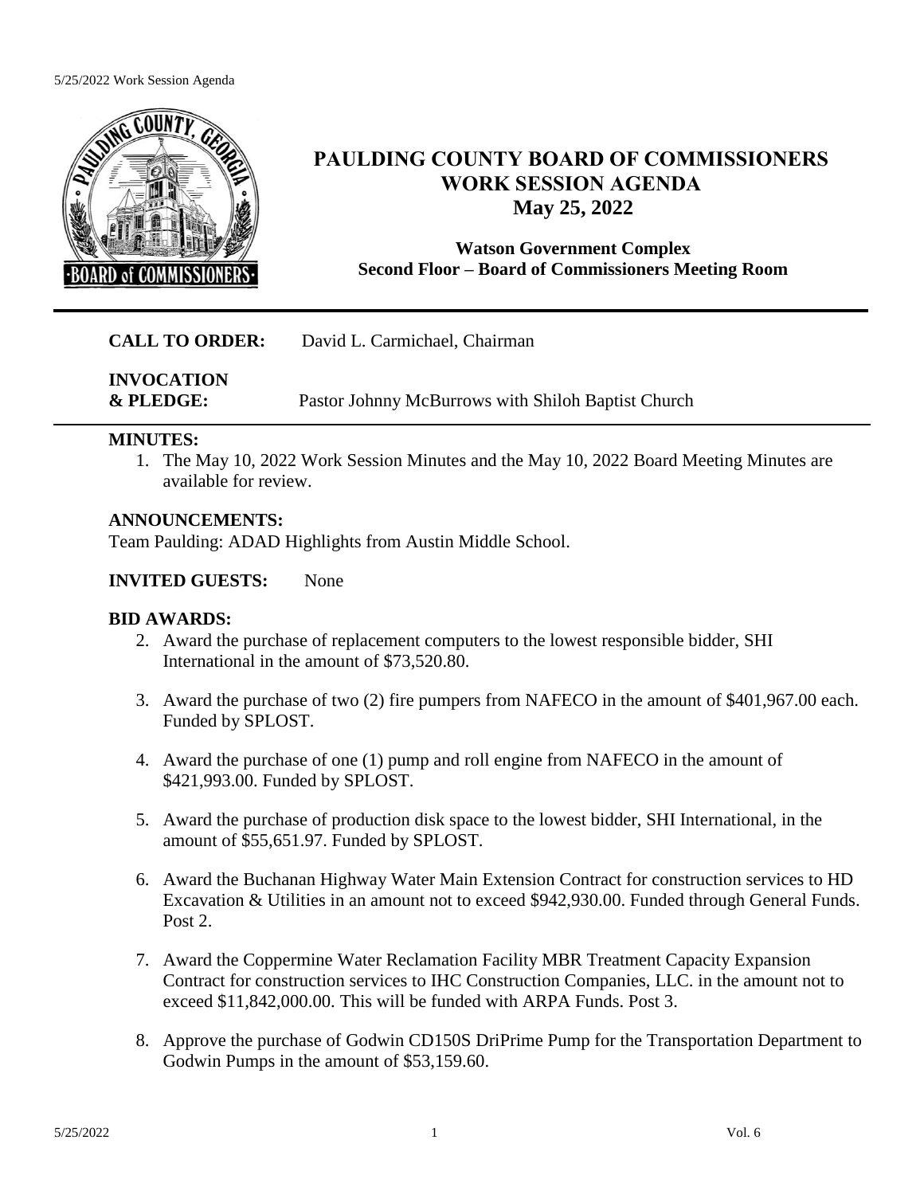# PAULDING COUNTY BOARD OF COMMISSIONERS WORK SESSION AGENDA
## May 25, 2022

**Watson Government Complex**
**Second Floor – Board of Commissioners Meeting Room**

---

**CALL TO ORDER:** David L. Carmichael, Chairman

**INVOCATION & PLEDGE:** Pastor Johnny McBurrows with Shiloh Baptist Church

---

**MINUTES:**

1. The May 10, 2022 Work Session Minutes and the May 10, 2022 Board Meeting Minutes are available for review.

**ANNOUNCEMENTS:**
Team Paulding: ADAD Highlights from Austin Middle School.

**INVITED GUESTS:** None

**BID AWARDS:**

2. Award the purchase of replacement computers to the lowest responsible bidder, SHI International in the amount of $73,520.80.

3. Award the purchase of two (2) fire pumpers from NAFECO in the amount of $401,967.00 each. Funded by SPLOST.

4. Award the purchase of one (1) pump and roll engine from NAFECO in the amount of $421,993.00. Funded by SPLOST.

5. Award the purchase of production disk space to the lowest bidder, SHI International, in the amount of $55,651.97. Funded by SPLOST.

6. Award the Buchanan Highway Water Main Extension Contract for construction services to HD Excavation & Utilities in an amount not to exceed $942,930.00. Funded through General Funds. Post 2.

7. Award the Coppermine Water Reclamation Facility MBR Treatment Capacity Expansion Contract for construction services to IHC Construction Companies, LLC. in the amount not to exceed $11,842,000.00. This will be funded with ARPA Funds. Post 3.

8. Approve the purchase of Godwin CD150S DriPrime Pump for the Transportation Department to Godwin Pumps in the amount of $53,159.60.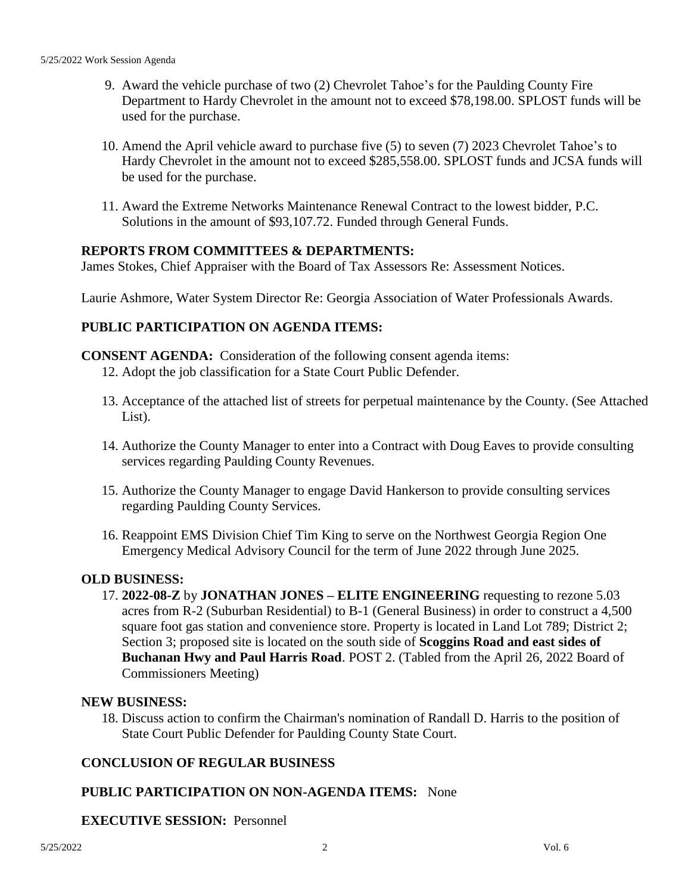9. Award the vehicle purchase of two (2) Chevrolet Tahoe's for the Paulding County Fire Department to Hardy Chevrolet in the amount not to exceed $78,198.00. SPLOST funds will be used for the purchase.

10. Amend the April vehicle award to purchase five (5) to seven (7) 2023 Chevrolet Tahoe's to Hardy Chevrolet in the amount not to exceed $285,558.00. SPLOST funds and JCSA funds will be used for the purchase.

11. Award the Extreme Networks Maintenance Renewal Contract to the lowest bidder, P.C. Solutions in the amount of $93,107.72. Funded through General Funds.

**REPORTS FROM COMMITTEES & DEPARTMENTS:**

James Stokes, Chief Appraiser with the Board of Tax Assessors Re: Assessment Notices.

Laurie Ashmore, Water System Director Re: Georgia Association of Water Professionals Awards.

**PUBLIC PARTICIPATION ON AGENDA ITEMS:**

**CONSENT AGENDA:** Consideration of the following consent agenda items:

12. Adopt the job classification for a State Court Public Defender.

13. Acceptance of the attached list of streets for perpetual maintenance by the County. (See Attached List).

14. Authorize the County Manager to enter into a Contract with Doug Eaves to provide consulting services regarding Paulding County Revenues.

15. Authorize the County Manager to engage David Hankerson to provide consulting services regarding Paulding County Services.

16. Reappoint EMS Division Chief Tim King to serve on the Northwest Georgia Region One Emergency Medical Advisory Council for the term of June 2022 through June 2025.

**OLD BUSINESS:**

17. **2022-08-Z** by **JONATHAN JONES – ELITE ENGINEERING** requesting to rezone 5.03 acres from R-2 (Suburban Residential) to B-1 (General Business) in order to construct a 4,500 square foot gas station and convenience store. Property is located in Land Lot 789; District 2; Section 3; proposed site is located on the south side of **Scoggins Road and east sides of Buchanan Hwy and Paul Harris Road**. POST 2. (Tabled from the April 26, 2022 Board of Commissioners Meeting)

**NEW BUSINESS:**

18. Discuss action to confirm the Chairman's nomination of Randall D. Harris to the position of State Court Public Defender for Paulding County State Court.

**CONCLUSION OF REGULAR BUSINESS**

**PUBLIC PARTICIPATION ON NON-AGENDA ITEMS:** None

**EXECUTIVE SESSION:** Personnel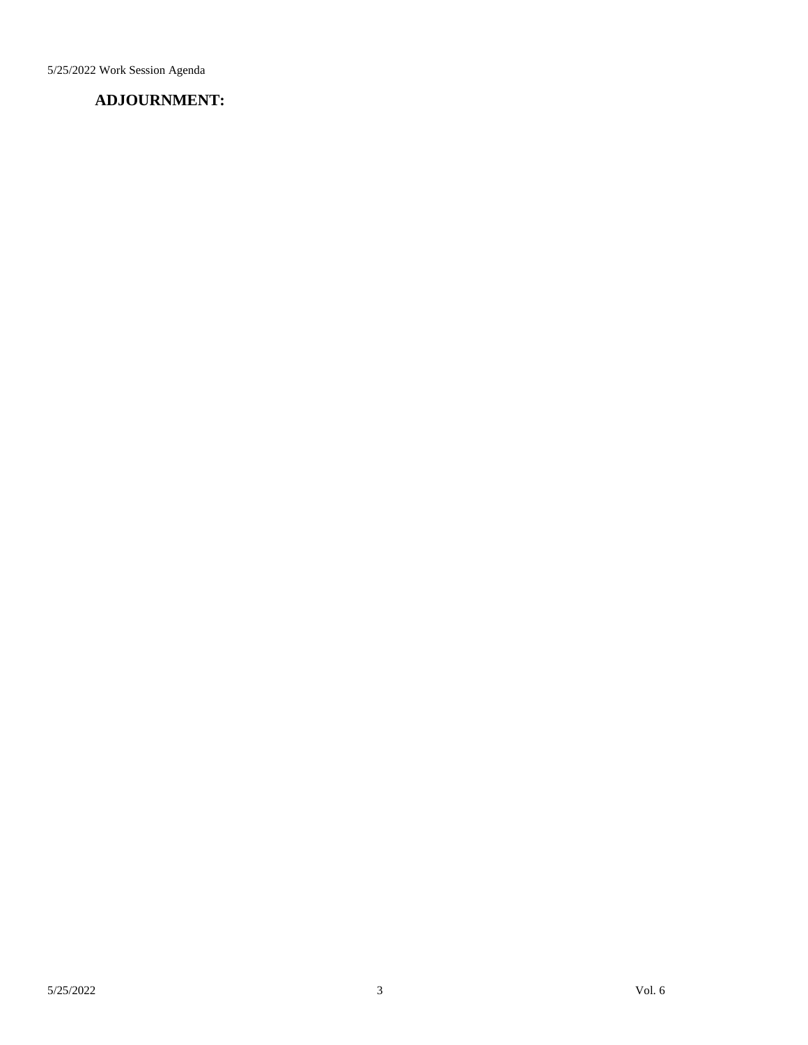## ADJOURNMENT: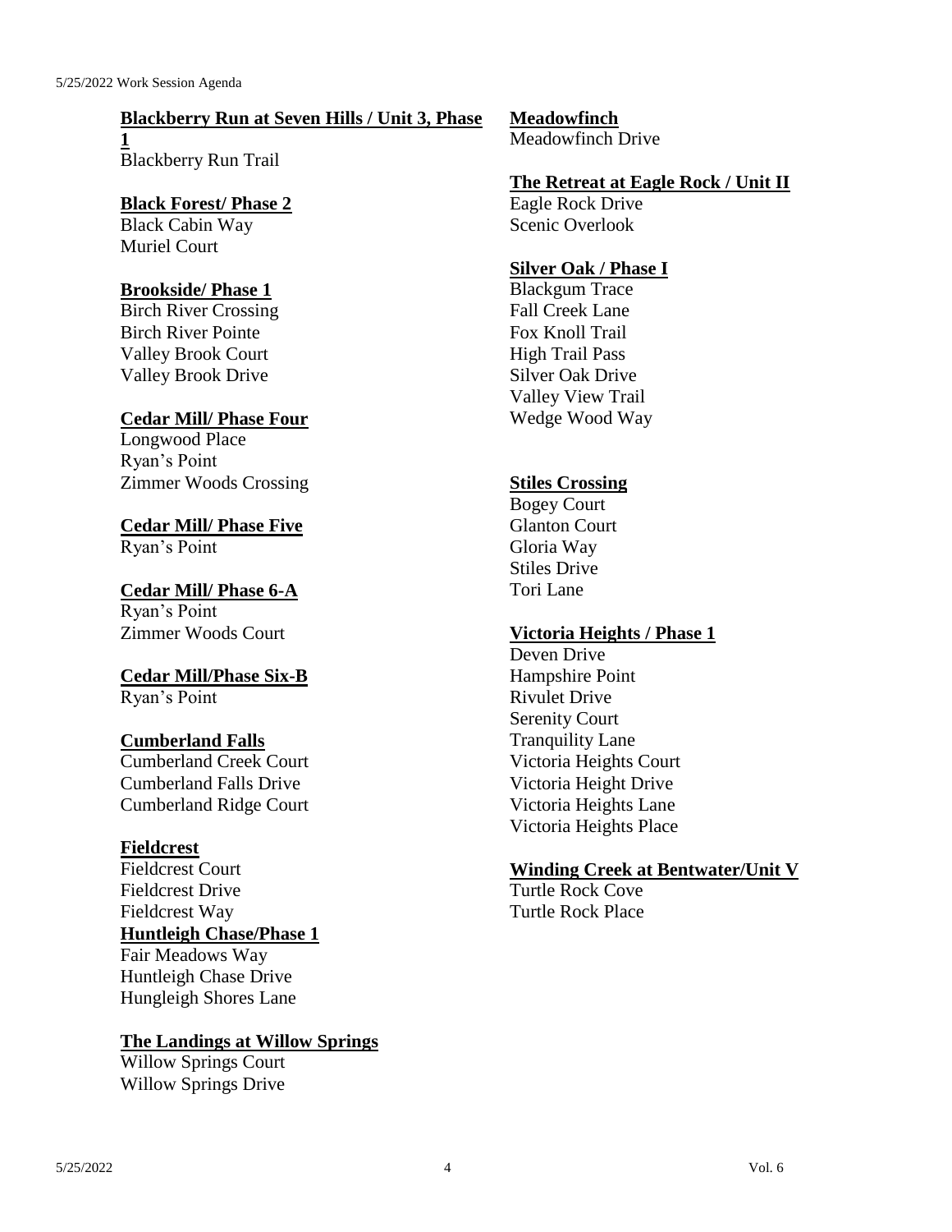**Blackberry Run at Seven Hills / Unit 3, Phase 1**
Blackberry Run Trail

**Black Forest/ Phase 2**
Black Cabin Way
Muriel Court

**Brookside/ Phase 1**
Birch River Crossing
Birch River Pointe
Valley Brook Court
Valley Brook Drive

**Cedar Mill/ Phase Four**
Longwood Place
Ryan's Point
Zimmer Woods Crossing

**Cedar Mill/ Phase Five**
Ryan's Point

**Cedar Mill/ Phase 6-A**
Ryan's Point
Zimmer Woods Court

**Cedar Mill/Phase Six-B**
Ryan's Point

**Cumberland Falls**
Cumberland Creek Court
Cumberland Falls Drive
Cumberland Ridge Court

**Fieldcrest**
Fieldcrest Court
Fieldcrest Drive
Fieldcrest Way

**Huntleigh Chase/Phase 1**
Fair Meadows Way
Huntleigh Chase Drive
Hungleigh Shores Lane

**The Landings at Willow Springs**
Willow Springs Court
Willow Springs Drive

**Meadowfinch**
Meadowfinch Drive

**The Retreat at Eagle Rock / Unit II**
Eagle Rock Drive
Scenic Overlook

**Silver Oak / Phase I**
Blackgum Trace
Fall Creek Lane
Fox Knoll Trail
High Trail Pass
Silver Oak Drive
Valley View Trail
Wedge Wood Way

**Stiles Crossing**
Bogey Court
Glanton Court
Gloria Way
Stiles Drive
Tori Lane

**Victoria Heights / Phase 1**
Deven Drive
Hampshire Point
Rivulet Drive
Serenity Court
Tranquility Lane
Victoria Heights Court
Victoria Height Drive
Victoria Heights Lane
Victoria Heights Place

**Winding Creek at Bentwater/Unit V**
Turtle Rock Cove
Turtle Rock Place